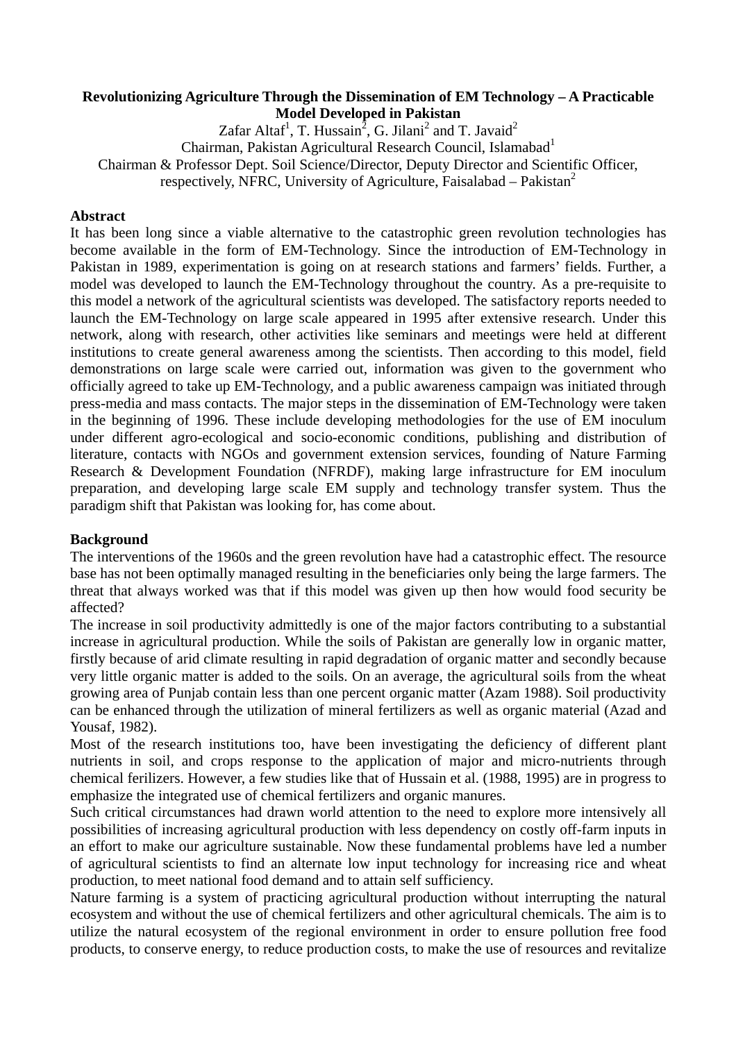# Revolutionizing Agriculture Through the Dissemination of EM Technology – A Practicable Model Developed in Pakistan

Zafar Altaf[1], T. Hussain[2], G. Jilani[2] and T. Javaid[2]

Chairman, Pakistan Agricultural Research Council, Islamabad[1]

Chairman & Professor Dept. Soil Science/Director, Deputy Director and Scientific Officer, respectively, NFRC, University of Agriculture, Faisalabad – Pakistan[2]

## Abstract

It has been long since a viable alternative to the catastrophic green revolution technologies has become available in the form of EM-Technology. Since the introduction of EM-Technology in Pakistan in 1989, experimentation is going on at research stations and farmers' fields. Further, a model was developed to launch the EM-Technology throughout the country. As a pre-requisite to this model a network of the agricultural scientists was developed. The satisfactory reports needed to launch the EM-Technology on large scale appeared in 1995 after extensive research. Under this network, along with research, other activities like seminars and meetings were held at different institutions to create general awareness among the scientists. Then according to this model, field demonstrations on large scale were carried out, information was given to the government who officially agreed to take up EM-Technology, and a public awareness campaign was initiated through press-media and mass contacts. The major steps in the dissemination of EM-Technology were taken in the beginning of 1996. These include developing methodologies for the use of EM inoculum under different agro-ecological and socio-economic conditions, publishing and distribution of literature, contacts with NGOs and government extension services, founding of Nature Farming Research & Development Foundation (NFRDF), making large infrastructure for EM inoculum preparation, and developing large scale EM supply and technology transfer system. Thus the paradigm shift that Pakistan was looking for, has come about.

## Background

The interventions of the 1960s and the green revolution have had a catastrophic effect. The resource base has not been optimally managed resulting in the beneficiaries only being the large farmers. The threat that always worked was that if this model was given up then how would food security be affected?

The increase in soil productivity admittedly is one of the major factors contributing to a substantial increase in agricultural production. While the soils of Pakistan are generally low in organic matter, firstly because of arid climate resulting in rapid degradation of organic matter and secondly because very little organic matter is added to the soils. On an average, the agricultural soils from the wheat growing area of Punjab contain less than one percent organic matter (Azam 1988). Soil productivity can be enhanced through the utilization of mineral fertilizers as well as organic material (Azad and Yousaf, 1982).

Most of the research institutions too, have been investigating the deficiency of different plant nutrients in soil, and crops response to the application of major and micro-nutrients through chemical ferilizers. However, a few studies like that of Hussain et al. (1988, 1995) are in progress to emphasize the integrated use of chemical fertilizers and organic manures.

Such critical circumstances had drawn world attention to the need to explore more intensively all possibilities of increasing agricultural production with less dependency on costly off-farm inputs in an effort to make our agriculture sustainable. Now these fundamental problems have led a number of agricultural scientists to find an alternate low input technology for increasing rice and wheat production, to meet national food demand and to attain self sufficiency.

Nature farming is a system of practicing agricultural production without interrupting the natural ecosystem and without the use of chemical fertilizers and other agricultural chemicals. The aim is to utilize the natural ecosystem of the regional environment in order to ensure pollution free food products, to conserve energy, to reduce production costs, to make the use of resources and revitalize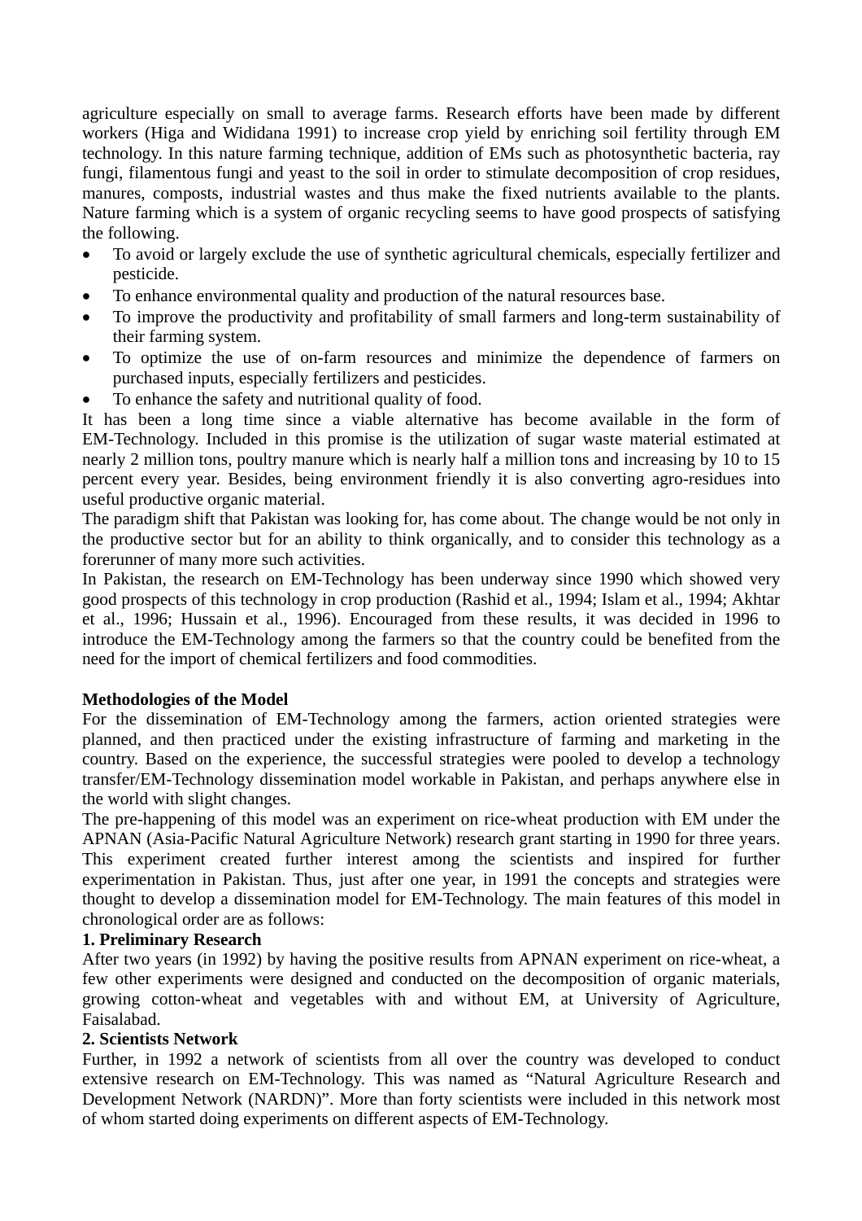agriculture especially on small to average farms. Research efforts have been made by different workers (Higa and Wididana 1991) to increase crop yield by enriching soil fertility through EM technology. In this nature farming technique, addition of EMs such as photosynthetic bacteria, ray fungi, filamentous fungi and yeast to the soil in order to stimulate decomposition of crop residues, manures, composts, industrial wastes and thus make the fixed nutrients available to the plants. Nature farming which is a system of organic recycling seems to have good prospects of satisfying the following.

- To avoid or largely exclude the use of synthetic agricultural chemicals, especially fertilizer and pesticide.
- To enhance environmental quality and production of the natural resources base.
- To improve the productivity and profitability of small farmers and long-term sustainability of their farming system.
- To optimize the use of on-farm resources and minimize the dependence of farmers on purchased inputs, especially fertilizers and pesticides.
- To enhance the safety and nutritional quality of food.

It has been a long time since a viable alternative has become available in the form of EM-Technology. Included in this promise is the utilization of sugar waste material estimated at nearly 2 million tons, poultry manure which is nearly half a million tons and increasing by 10 to 15 percent every year. Besides, being environment friendly it is also converting agro-residues into useful productive organic material.

The paradigm shift that Pakistan was looking for, has come about. The change would be not only in the productive sector but for an ability to think organically, and to consider this technology as a forerunner of many more such activities.

In Pakistan, the research on EM-Technology has been underway since 1990 which showed very good prospects of this technology in crop production (Rashid et al., 1994; Islam et al., 1994; Akhtar et al., 1996; Hussain et al., 1996). Encouraged from these results, it was decided in 1996 to introduce the EM-Technology among the farmers so that the country could be benefited from the need for the import of chemical fertilizers and food commodities.

**Methodologies of the Model**

For the dissemination of EM-Technology among the farmers, action oriented strategies were planned, and then practiced under the existing infrastructure of farming and marketing in the country. Based on the experience, the successful strategies were pooled to develop a technology transfer/EM-Technology dissemination model workable in Pakistan, and perhaps anywhere else in the world with slight changes.

The pre-happening of this model was an experiment on rice-wheat production with EM under the APNAN (Asia-Pacific Natural Agriculture Network) research grant starting in 1990 for three years. This experiment created further interest among the scientists and inspired for further experimentation in Pakistan. Thus, just after one year, in 1991 the concepts and strategies were thought to develop a dissemination model for EM-Technology. The main features of this model in chronological order are as follows:

**1. Preliminary Research**

After two years (in 1992) by having the positive results from APNAN experiment on rice-wheat, a few other experiments were designed and conducted on the decomposition of organic materials, growing cotton-wheat and vegetables with and without EM, at University of Agriculture, Faisalabad.

**2. Scientists Network**

Further, in 1992 a network of scientists from all over the country was developed to conduct extensive research on EM-Technology. This was named as “Natural Agriculture Research and Development Network (NARDN)”. More than forty scientists were included in this network most of whom started doing experiments on different aspects of EM-Technology.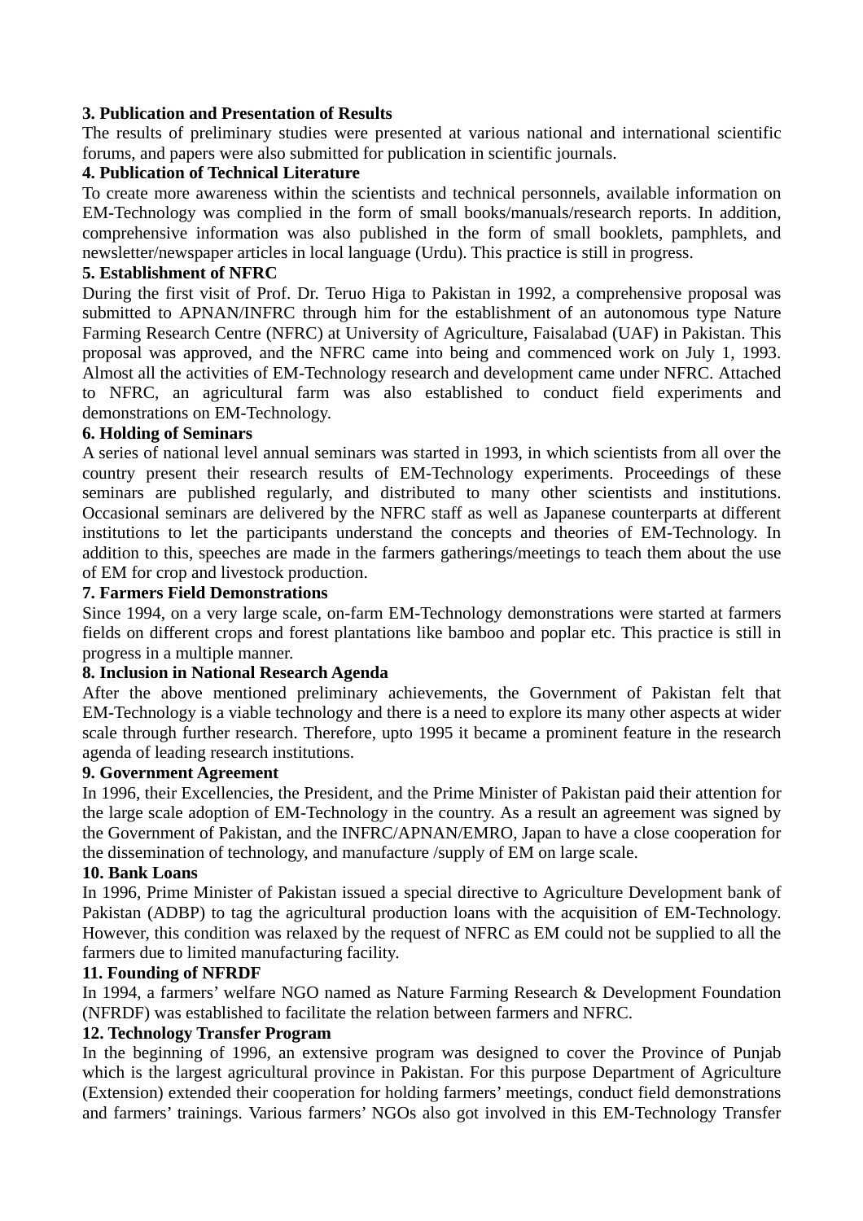**3. Publication and Presentation of Results**

The results of preliminary studies were presented at various national and international scientific forums, and papers were also submitted for publication in scientific journals.

**4. Publication of Technical Literature**

To create more awareness within the scientists and technical personnels, available information on EM-Technology was complied in the form of small books/manuals/research reports. In addition, comprehensive information was also published in the form of small booklets, pamphlets, and newsletter/newspaper articles in local language (Urdu). This practice is still in progress.

**5. Establishment of NFRC**

During the first visit of Prof. Dr. Teruo Higa to Pakistan in 1992, a comprehensive proposal was submitted to APNAN/INFRC through him for the establishment of an autonomous type Nature Farming Research Centre (NFRC) at University of Agriculture, Faisalabad (UAF) in Pakistan. This proposal was approved, and the NFRC came into being and commenced work on July 1, 1993. Almost all the activities of EM-Technology research and development came under NFRC. Attached to NFRC, an agricultural farm was also established to conduct field experiments and demonstrations on EM-Technology.

**6. Holding of Seminars**

A series of national level annual seminars was started in 1993, in which scientists from all over the country present their research results of EM-Technology experiments. Proceedings of these seminars are published regularly, and distributed to many other scientists and institutions. Occasional seminars are delivered by the NFRC staff as well as Japanese counterparts at different institutions to let the participants understand the concepts and theories of EM-Technology. In addition to this, speeches are made in the farmers gatherings/meetings to teach them about the use of EM for crop and livestock production.

**7. Farmers Field Demonstrations**

Since 1994, on a very large scale, on-farm EM-Technology demonstrations were started at farmers fields on different crops and forest plantations like bamboo and poplar etc. This practice is still in progress in a multiple manner.

**8. Inclusion in National Research Agenda**

After the above mentioned preliminary achievements, the Government of Pakistan felt that EM-Technology is a viable technology and there is a need to explore its many other aspects at wider scale through further research. Therefore, upto 1995 it became a prominent feature in the research agenda of leading research institutions.

**9. Government Agreement**

In 1996, their Excellencies, the President, and the Prime Minister of Pakistan paid their attention for the large scale adoption of EM-Technology in the country. As a result an agreement was signed by the Government of Pakistan, and the INFRC/APNAN/EMRO, Japan to have a close cooperation for the dissemination of technology, and manufacture /supply of EM on large scale.

**10. Bank Loans**

In 1996, Prime Minister of Pakistan issued a special directive to Agriculture Development bank of Pakistan (ADBP) to tag the agricultural production loans with the acquisition of EM-Technology. However, this condition was relaxed by the request of NFRC as EM could not be supplied to all the farmers due to limited manufacturing facility.

**11. Founding of NFRDF**

In 1994, a farmers' welfare NGO named as Nature Farming Research & Development Foundation (NFRDF) was established to facilitate the relation between farmers and NFRC.

**12. Technology Transfer Program**

In the beginning of 1996, an extensive program was designed to cover the Province of Punjab which is the largest agricultural province in Pakistan. For this purpose Department of Agriculture (Extension) extended their cooperation for holding farmers' meetings, conduct field demonstrations and farmers' trainings. Various farmers' NGOs also got involved in this EM-Technology Transfer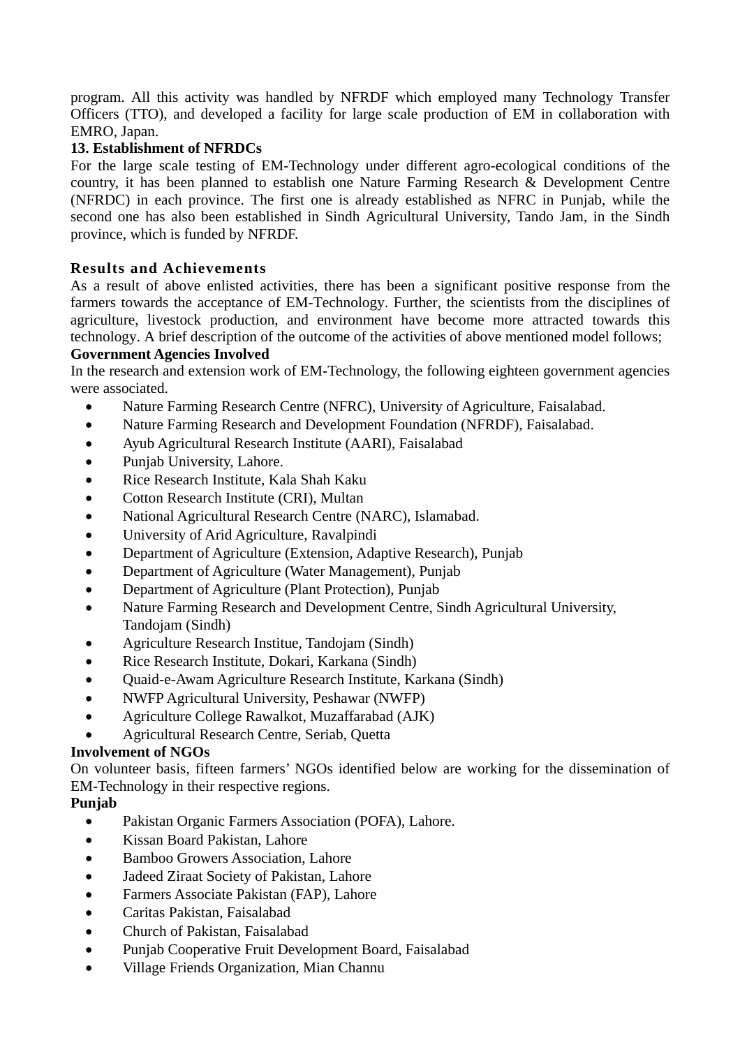program. All this activity was handled by NFRDF which employed many Technology Transfer Officers (TTO), and developed a facility for large scale production of EM in collaboration with EMRO, Japan.

**13. Establishment of NFRDCs**

For the large scale testing of EM-Technology under different agro-ecological conditions of the country, it has been planned to establish one Nature Farming Research & Development Centre (NFRDC) in each province. The first one is already established as NFRC in Punjab, while the second one has also been established in Sindh Agricultural University, Tando Jam, in the Sindh province, which is funded by NFRDF.

## Results and Achievements

As a result of above enlisted activities, there has been a significant positive response from the farmers towards the acceptance of EM-Technology. Further, the scientists from the disciplines of agriculture, livestock production, and environment have become more attracted towards this technology. A brief description of the outcome of the activities of above mentioned model follows;

**Government Agencies Involved**

In the research and extension work of EM-Technology, the following eighteen government agencies were associated.

- Nature Farming Research Centre (NFRC), University of Agriculture, Faisalabad.
- Nature Farming Research and Development Foundation (NFRDF), Faisalabad.
- Ayub Agricultural Research Institute (AARI), Faisalabad
- Punjab University, Lahore.
- Rice Research Institute, Kala Shah Kaku
- Cotton Research Institute (CRI), Multan
- National Agricultural Research Centre (NARC), Islamabad.
- University of Arid Agriculture, Ravalpindi
- Department of Agriculture (Extension, Adaptive Research), Punjab
- Department of Agriculture (Water Management), Punjab
- Department of Agriculture (Plant Protection), Punjab
- Nature Farming Research and Development Centre, Sindh Agricultural University, Tandojam (Sindh)
- Agriculture Research Institue, Tandojam (Sindh)
- Rice Research Institute, Dokari, Karkana (Sindh)
- Quaid-e-Awam Agriculture Research Institute, Karkana (Sindh)
- NWFP Agricultural University, Peshawar (NWFP)
- Agriculture College Rawalkot, Muzaffarabad (AJK)
- Agricultural Research Centre, Seriab, Quetta

**Involvement of NGOs**

On volunteer basis, fifteen farmers' NGOs identified below are working for the dissemination of EM-Technology in their respective regions.

**Punjab**

- Pakistan Organic Farmers Association (POFA), Lahore.
- Kissan Board Pakistan, Lahore
- Bamboo Growers Association, Lahore
- Jadeed Ziraat Society of Pakistan, Lahore
- Farmers Associate Pakistan (FAP), Lahore
- Caritas Pakistan, Faisalabad
- Church of Pakistan, Faisalabad
- Punjab Cooperative Fruit Development Board, Faisalabad
- Village Friends Organization, Mian Channu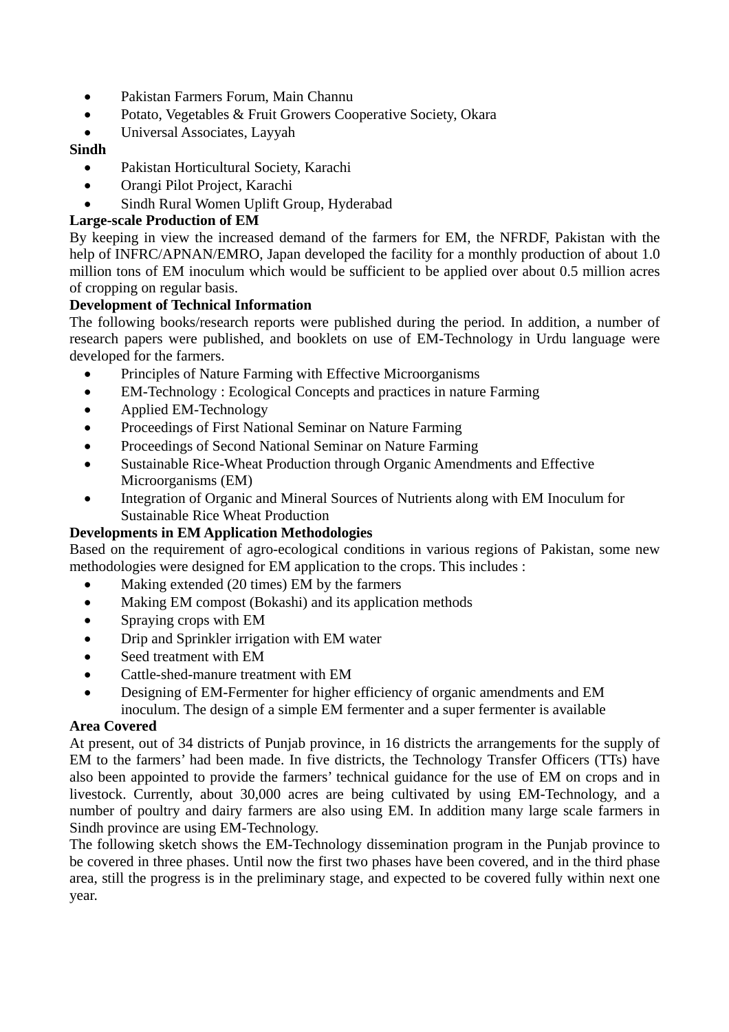- Pakistan Farmers Forum, Main Channu
- Potato, Vegetables & Fruit Growers Cooperative Society, Okara
- Universal Associates, Layyah

**Sindh**

- Pakistan Horticultural Society, Karachi
- Orangi Pilot Project, Karachi
- Sindh Rural Women Uplift Group, Hyderabad

**Large-scale Production of EM**

By keeping in view the increased demand of the farmers for EM, the NFRDF, Pakistan with the help of INFRC/APNAN/EMRO, Japan developed the facility for a monthly production of about 1.0 million tons of EM inoculum which would be sufficient to be applied over about 0.5 million acres of cropping on regular basis.

**Development of Technical Information**

The following books/research reports were published during the period. In addition, a number of research papers were published, and booklets on use of EM-Technology in Urdu language were developed for the farmers.

- Principles of Nature Farming with Effective Microorganisms
- EM-Technology : Ecological Concepts and practices in nature Farming
- Applied EM-Technology
- Proceedings of First National Seminar on Nature Farming
- Proceedings of Second National Seminar on Nature Farming
- Sustainable Rice-Wheat Production through Organic Amendments and Effective Microorganisms (EM)
- Integration of Organic and Mineral Sources of Nutrients along with EM Inoculum for Sustainable Rice Wheat Production

**Developments in EM Application Methodologies**

Based on the requirement of agro-ecological conditions in various regions of Pakistan, some new methodologies were designed for EM application to the crops. This includes :

- Making extended (20 times) EM by the farmers
- Making EM compost (Bokashi) and its application methods
- Spraying crops with EM
- Drip and Sprinkler irrigation with EM water
- Seed treatment with EM
- Cattle-shed-manure treatment with EM
- Designing of EM-Fermenter for higher efficiency of organic amendments and EM inoculum. The design of a simple EM fermenter and a super fermenter is available

**Area Covered**

At present, out of 34 districts of Punjab province, in 16 districts the arrangements for the supply of EM to the farmers' had been made. In five districts, the Technology Transfer Officers (TTs) have also been appointed to provide the farmers' technical guidance for the use of EM on crops and in livestock. Currently, about 30,000 acres are being cultivated by using EM-Technology, and a number of poultry and dairy farmers are also using EM. In addition many large scale farmers in Sindh province are using EM-Technology.

The following sketch shows the EM-Technology dissemination program in the Punjab province to be covered in three phases. Until now the first two phases have been covered, and in the third phase area, still the progress is in the preliminary stage, and expected to be covered fully within next one year.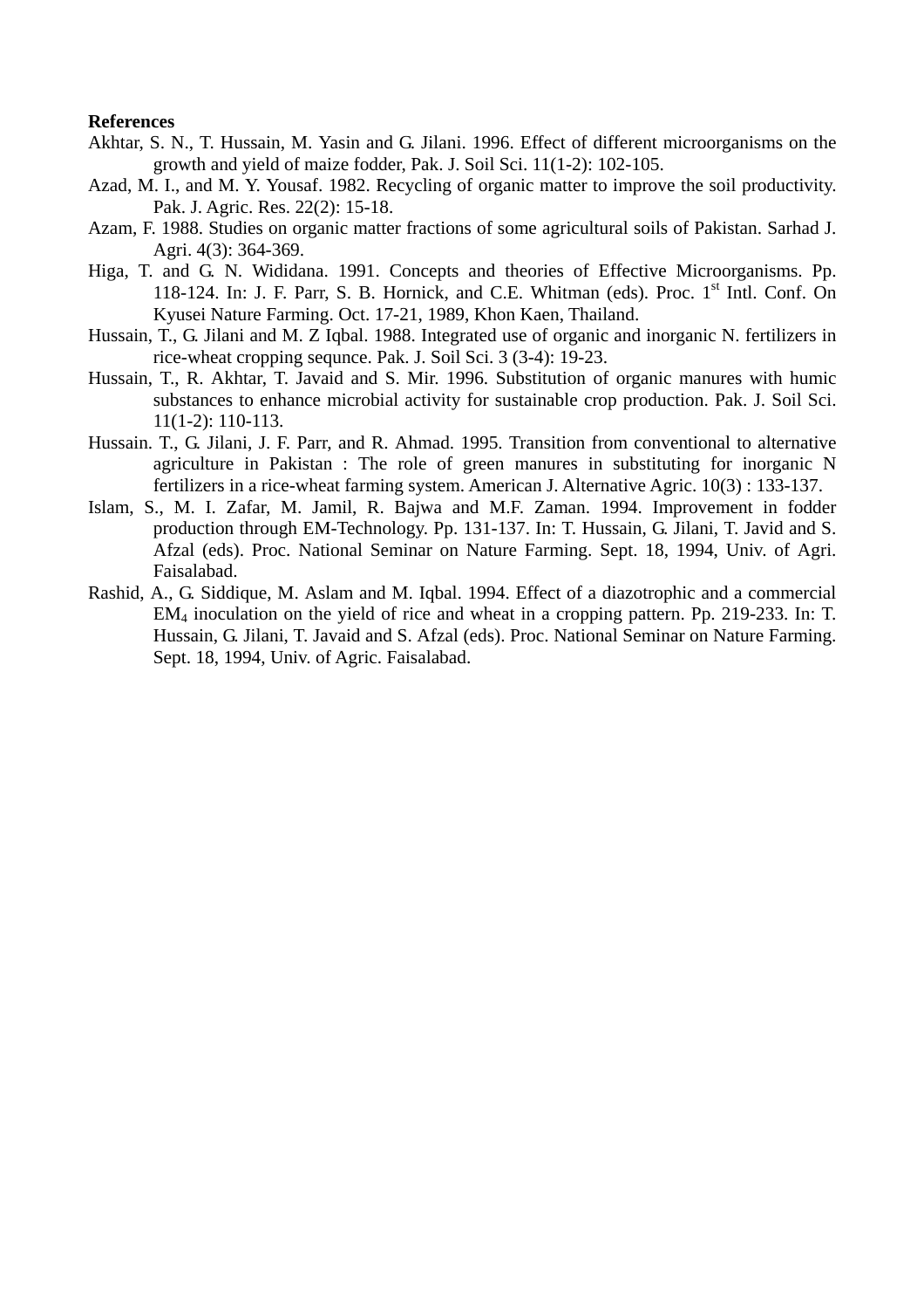**References**

Akhtar, S. N., T. Hussain, M. Yasin and G. Jilani. 1996. Effect of different microorganisms on the growth and yield of maize fodder, Pak. J. Soil Sci. 11(1-2): 102-105.

Azad, M. I., and M. Y. Yousaf. 1982. Recycling of organic matter to improve the soil productivity. Pak. J. Agric. Res. 22(2): 15-18.

Azam, F. 1988. Studies on organic matter fractions of some agricultural soils of Pakistan. Sarhad J. Agri. 4(3): 364-369.

Higa, T. and G. N. Wididana. 1991. Concepts and theories of Effective Microorganisms. Pp. 118-124. In: J. F. Parr, S. B. Hornick, and C.E. Whitman (eds). Proc. 1st Intl. Conf. On Kyusei Nature Farming. Oct. 17-21, 1989, Khon Kaen, Thailand.

Hussain, T., G. Jilani and M. Z Iqbal. 1988. Integrated use of organic and inorganic N. fertilizers in rice-wheat cropping sequnce. Pak. J. Soil Sci. 3 (3-4): 19-23.

Hussain, T., R. Akhtar, T. Javaid and S. Mir. 1996. Substitution of organic manures with humic substances to enhance microbial activity for sustainable crop production. Pak. J. Soil Sci. 11(1-2): 110-113.

Hussain. T., G. Jilani, J. F. Parr, and R. Ahmad. 1995. Transition from conventional to alternative agriculture in Pakistan : The role of green manures in substituting for inorganic N fertilizers in a rice-wheat farming system. American J. Alternative Agric. 10(3) : 133-137.

Islam, S., M. I. Zafar, M. Jamil, R. Bajwa and M.F. Zaman. 1994. Improvement in fodder production through EM-Technology. Pp. 131-137. In: T. Hussain, G. Jilani, T. Javid and S. Afzal (eds). Proc. National Seminar on Nature Farming. Sept. 18, 1994, Univ. of Agri. Faisalabad.

Rashid, A., G. Siddique, M. Aslam and M. Iqbal. 1994. Effect of a diazotrophic and a commercial $EM_4$ inoculation on the yield of rice and wheat in a cropping pattern. Pp. 219-233. In: T. Hussain, G. Jilani, T. Javaid and S. Afzal (eds). Proc. National Seminar on Nature Farming. Sept. 18, 1994, Univ. of Agric. Faisalabad.